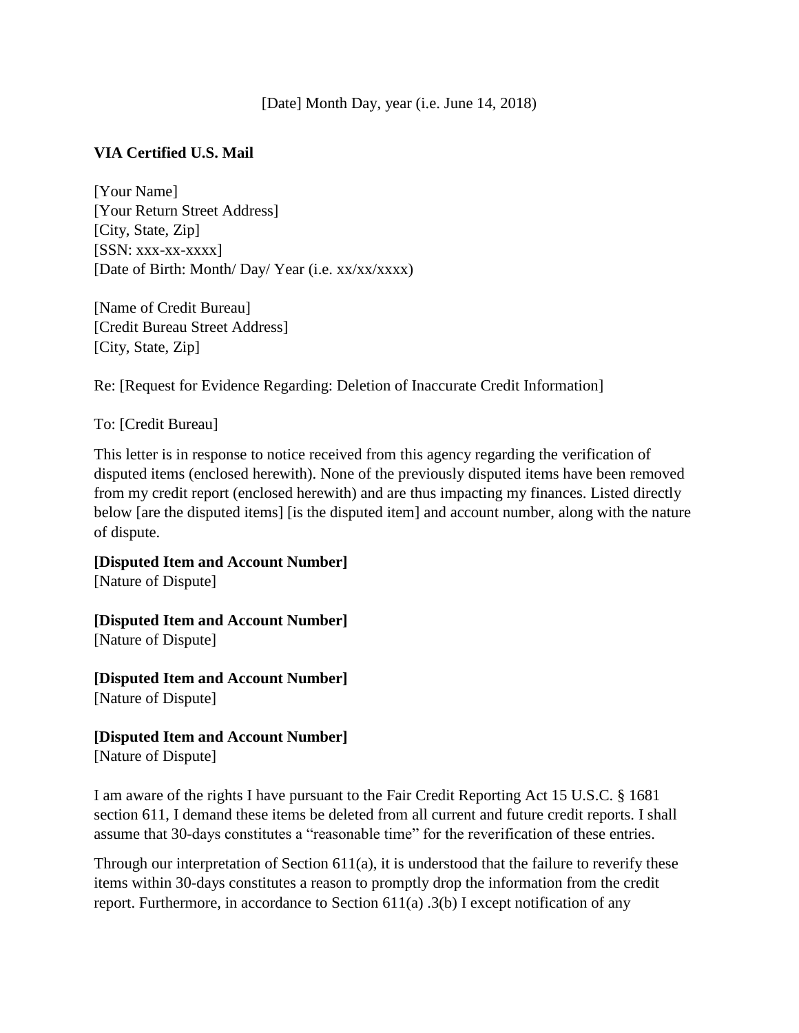[Date] Month Day, year (i.e. June 14, 2018)

**VIA Certified U.S. Mail**

[Your Name]  
[Your Return Street Address]  
[City, State, Zip]  
[SSN: xxx-xx-xxxx]  
[Date of Birth: Month/ Day/ Year (i.e. xx/xx/xxxx)

[Name of Credit Bureau]  
[Credit Bureau Street Address]  
[City, State, Zip]

Re: [Request for Evidence Regarding: Deletion of Inaccurate Credit Information]

To: [Credit Bureau]

This letter is in response to notice received from this agency regarding the verification of disputed items (enclosed herewith). None of the previously disputed items have been removed from my credit report (enclosed herewith) and are thus impacting my finances. Listed directly below [are the disputed items] [is the disputed item] and account number, along with the nature of dispute.

**[Disputed Item and Account Number]**  
[Nature of Dispute]

**[Disputed Item and Account Number]**  
[Nature of Dispute]

**[Disputed Item and Account Number]**  
[Nature of Dispute]

**[Disputed Item and Account Number]**  
[Nature of Dispute]

I am aware of the rights I have pursuant to the Fair Credit Reporting Act 15 U.S.C. § 1681 section 611, I demand these items be deleted from all current and future credit reports. I shall assume that 30-days constitutes a "reasonable time" for the reverification of these entries.

Through our interpretation of Section 611(a), it is understood that the failure to reverify these items within 30-days constitutes a reason to promptly drop the information from the credit report. Furthermore, in accordance to Section 611(a) .3(b) I except notification of any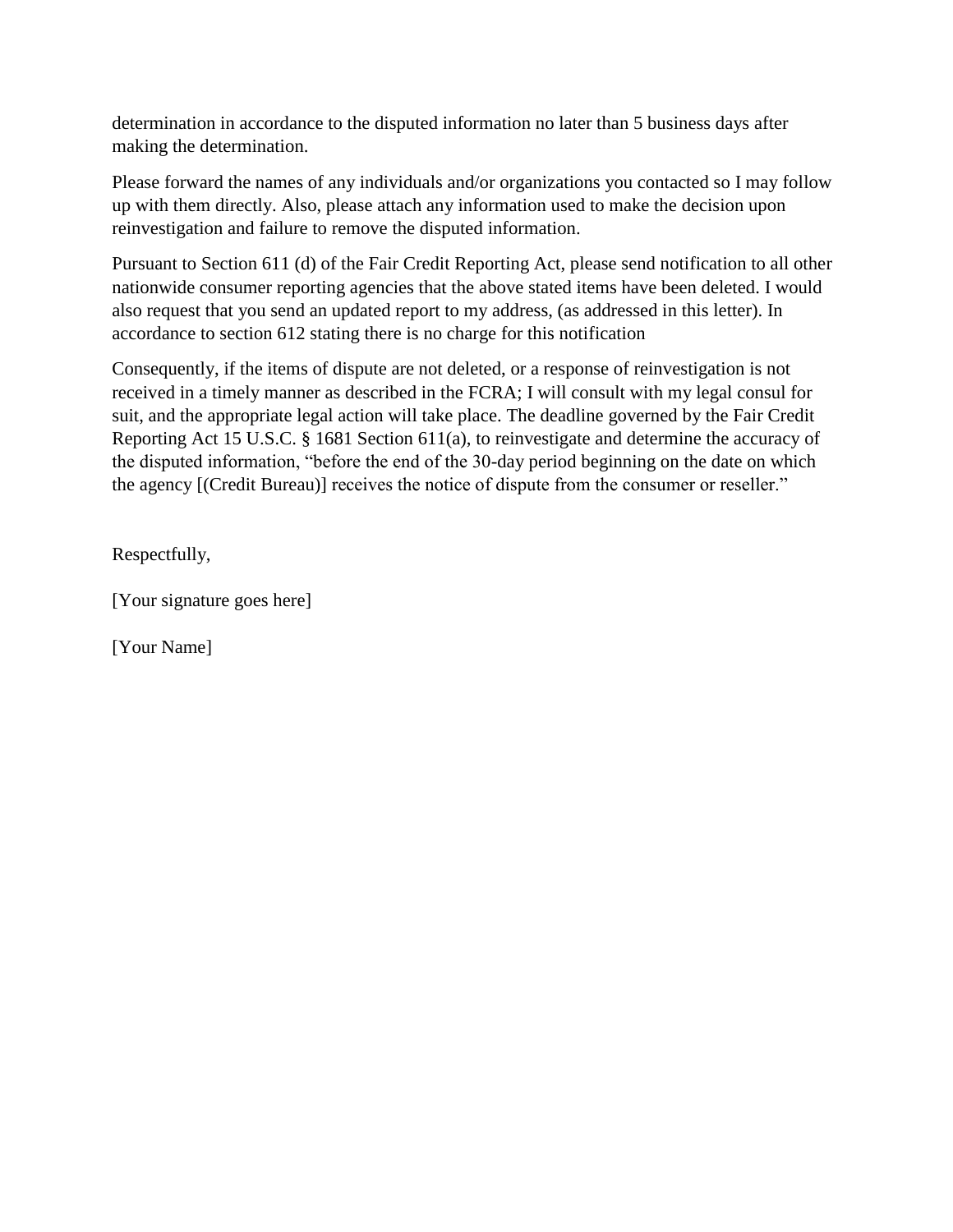determination in accordance to the disputed information no later than 5 business days after making the determination.

Please forward the names of any individuals and/or organizations you contacted so I may follow up with them directly. Also, please attach any information used to make the decision upon reinvestigation and failure to remove the disputed information.

Pursuant to Section 611 (d) of the Fair Credit Reporting Act, please send notification to all other nationwide consumer reporting agencies that the above stated items have been deleted. I would also request that you send an updated report to my address, (as addressed in this letter). In accordance to section 612 stating there is no charge for this notification

Consequently, if the items of dispute are not deleted, or a response of reinvestigation is not received in a timely manner as described in the FCRA; I will consult with my legal consul for suit, and the appropriate legal action will take place. The deadline governed by the Fair Credit Reporting Act 15 U.S.C. § 1681 Section 611(a), to reinvestigate and determine the accuracy of the disputed information, "before the end of the 30-day period beginning on the date on which the agency [(Credit Bureau)] receives the notice of dispute from the consumer or reseller."

Respectfully,

[Your signature goes here]

[Your Name]